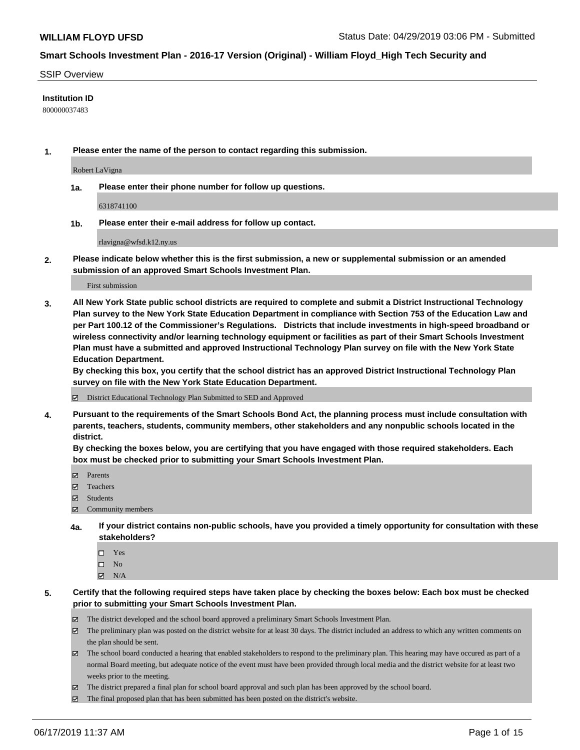## SSIP Overview

**Institution ID**

800000037483

**1. Please enter the name of the person to contact regarding this submission.**

Robert LaVigna

**1a. Please enter their phone number for follow up questions.**

6318741100

**1b. Please enter their e-mail address for follow up contact.**

rlavigna@wfsd.k12.ny.us

**2. Please indicate below whether this is the first submission, a new or supplemental submission or an amended submission of an approved Smart Schools Investment Plan.**

First submission

**3. All New York State public school districts are required to complete and submit a District Instructional Technology Plan survey to the New York State Education Department in compliance with Section 753 of the Education Law and per Part 100.12 of the Commissioner's Regulations. Districts that include investments in high-speed broadband or wireless connectivity and/or learning technology equipment or facilities as part of their Smart Schools Investment Plan must have a submitted and approved Instructional Technology Plan survey on file with the New York State Education Department.**

**By checking this box, you certify that the school district has an approved District Instructional Technology Plan survey on file with the New York State Education Department.**

☑ District Educational Technology Plan Submitted to SED and Approved

**4. Pursuant to the requirements of the Smart Schools Bond Act, the planning process must include consultation with parents, teachers, students, community members, other stakeholders and any nonpublic schools located in the district.**

**By checking the boxes below, you are certifying that you have engaged with those required stakeholders. Each box must be checked prior to submitting your Smart Schools Investment Plan.**

☑ Parents
☑ Teachers
☑ Students
☑ Community members

**4a. If your district contains non-public schools, have you provided a timely opportunity for consultation with these stakeholders?**

☐ Yes
☐ No
☑ N/A

**5. Certify that the following required steps have taken place by checking the boxes below: Each box must be checked prior to submitting your Smart Schools Investment Plan.**

☑ The district developed and the school board approved a preliminary Smart Schools Investment Plan.
☑ The preliminary plan was posted on the district website for at least 30 days. The district included an address to which any written comments on the plan should be sent.
☑ The school board conducted a hearing that enabled stakeholders to respond to the preliminary plan. This hearing may have occured as part of a normal Board meeting, but adequate notice of the event must have been provided through local media and the district website for at least two weeks prior to the meeting.
☑ The district prepared a final plan for school board approval and such plan has been approved by the school board.
☑ The final proposed plan that has been submitted has been posted on the district's website.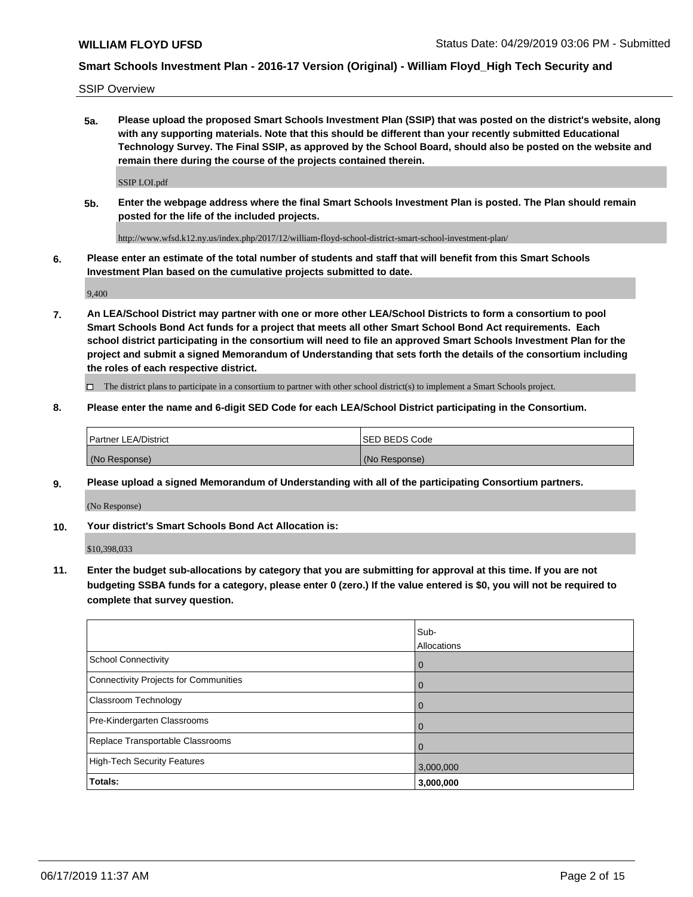SSIP Overview

**5a. Please upload the proposed Smart Schools Investment Plan (SSIP) that was posted on the district's website, along with any supporting materials. Note that this should be different than your recently submitted Educational Technology Survey. The Final SSIP, as approved by the School Board, should also be posted on the website and remain there during the course of the projects contained therein.**

SSIP LOI.pdf

**5b. Enter the webpage address where the final Smart Schools Investment Plan is posted. The Plan should remain posted for the life of the included projects.**

http://www.wfsd.k12.ny.us/index.php/2017/12/william-floyd-school-district-smart-school-investment-plan/

**6. Please enter an estimate of the total number of students and staff that will benefit from this Smart Schools Investment Plan based on the cumulative projects submitted to date.**

9,400

**7. An LEA/School District may partner with one or more other LEA/School Districts to form a consortium to pool Smart Schools Bond Act funds for a project that meets all other Smart School Bond Act requirements. Each school district participating in the consortium will need to file an approved Smart Schools Investment Plan for the project and submit a signed Memorandum of Understanding that sets forth the details of the consortium including the roles of each respective district.**

☐ The district plans to participate in a consortium to partner with other school district(s) to implement a Smart Schools project.

**8. Please enter the name and 6-digit SED Code for each LEA/School District participating in the Consortium.**

| Partner LEA/District | SED BEDS Code |
|---|---|
| (No Response) | (No Response) |

**9. Please upload a signed Memorandum of Understanding with all of the participating Consortium partners.**

(No Response)

**10. Your district's Smart Schools Bond Act Allocation is:**

$10,398,033

**11. Enter the budget sub-allocations by category that you are submitting for approval at this time. If you are not budgeting SSBA funds for a category, please enter 0 (zero.) If the value entered is $0, you will not be required to complete that survey question.**

| | Sub-Allocations |
|---|---|
| School Connectivity | 0 |
| Connectivity Projects for Communities | 0 |
| Classroom Technology | 0 |
| Pre-Kindergarten Classrooms | 0 |
| Replace Transportable Classrooms | 0 |
| High-Tech Security Features | 3,000,000 |
| **Totals:** | **3,000,000** |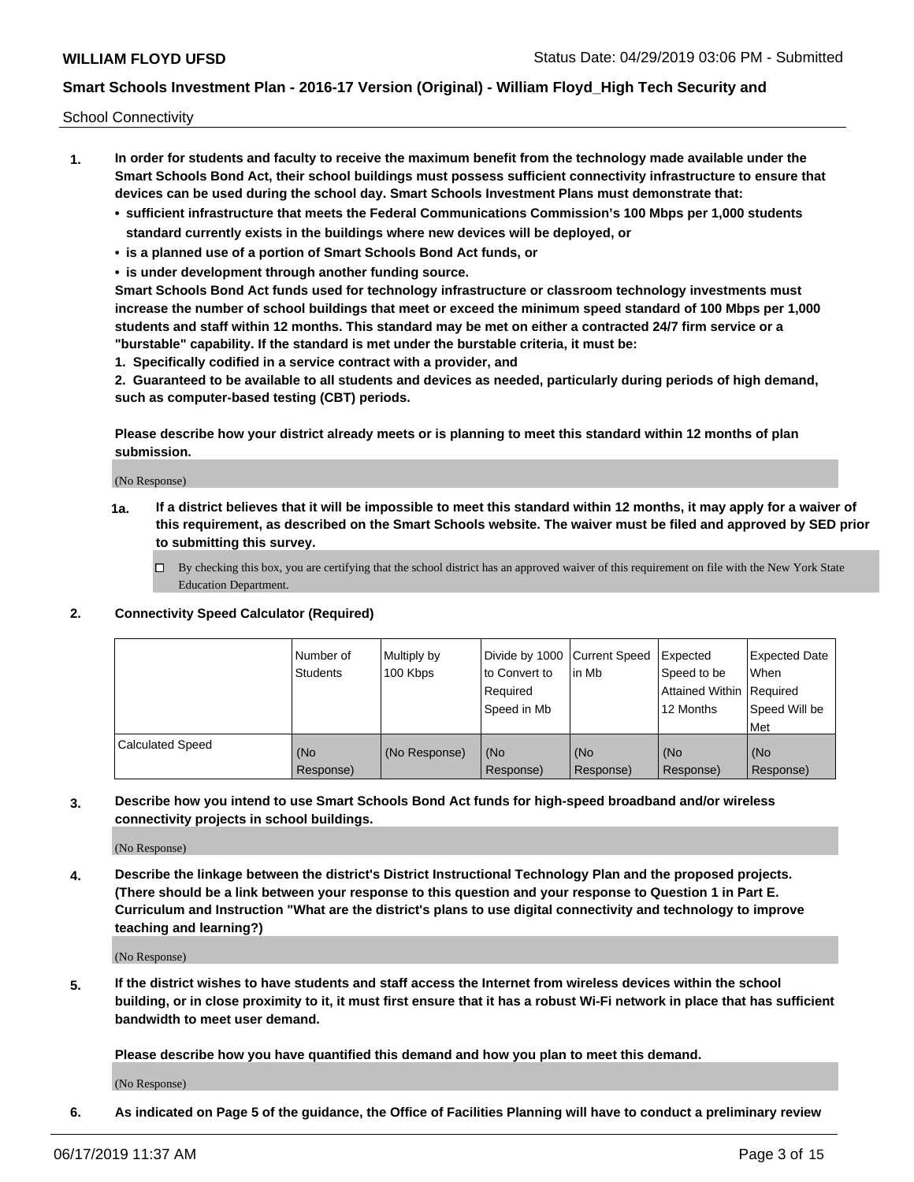School Connectivity

1. **In order for students and faculty to receive the maximum benefit from the technology made available under the Smart Schools Bond Act, their school buildings must possess sufficient connectivity infrastructure to ensure that devices can be used during the school day. Smart Schools Investment Plans must demonstrate that:**
   - **sufficient infrastructure that meets the Federal Communications Commission's 100 Mbps per 1,000 students standard currently exists in the buildings where new devices will be deployed, or**
   - **is a planned use of a portion of Smart Schools Bond Act funds, or**
   - **is under development through another funding source.**

   **Smart Schools Bond Act funds used for technology infrastructure or classroom technology investments must increase the number of school buildings that meet or exceed the minimum speed standard of 100 Mbps per 1,000 students and staff within 12 months. This standard may be met on either a contracted 24/7 firm service or a "burstable" capability. If the standard is met under the burstable criteria, it must be:**

   **1. Specifically codified in a service contract with a provider, and**

   **2. Guaranteed to be available to all students and devices as needed, particularly during periods of high demand, such as computer-based testing (CBT) periods.**

   **Please describe how your district already meets or is planning to meet this standard within 12 months of plan submission.**

   (No Response)

   **1a. If a district believes that it will be impossible to meet this standard within 12 months, it may apply for a waiver of this requirement, as described on the Smart Schools website. The waiver must be filed and approved by SED prior to submitting this survey.**

   ☐ By checking this box, you are certifying that the school district has an approved waiver of this requirement on file with the New York State Education Department.

2. **Connectivity Speed Calculator (Required)**

| | Number of Students | Multiply by 100 Kbps | Divide by 1000 to Convert to Required Speed in Mb | Current Speed in Mb | Expected Speed to be Attained Within 12 Months | Expected Date When Required Speed Will be Met |
|---|---|---|---|---|---|---|
| Calculated Speed | (No Response) | (No Response) | (No Response) | (No Response) | (No Response) | (No Response) |

3. **Describe how you intend to use Smart Schools Bond Act funds for high-speed broadband and/or wireless connectivity projects in school buildings.**

   (No Response)

4. **Describe the linkage between the district's District Instructional Technology Plan and the proposed projects. (There should be a link between your response to this question and your response to Question 1 in Part E. Curriculum and Instruction "What are the district's plans to use digital connectivity and technology to improve teaching and learning?)**

   (No Response)

5. **If the district wishes to have students and staff access the Internet from wireless devices within the school building, or in close proximity to it, it must first ensure that it has a robust Wi-Fi network in place that has sufficient bandwidth to meet user demand.**

   **Please describe how you have quantified this demand and how you plan to meet this demand.**

   (No Response)

6. **As indicated on Page 5 of the guidance, the Office of Facilities Planning will have to conduct a preliminary review**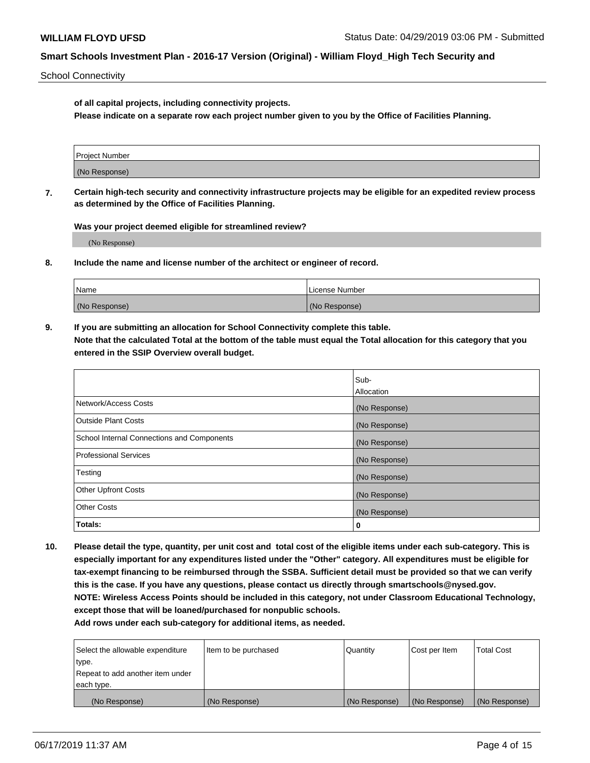**of all capital projects, including connectivity projects.**
**Please indicate on a separate row each project number given to you by the Office of Facilities Planning.**

| Project Number |
| --- |
| (No Response) |

**7. Certain high-tech security and connectivity infrastructure projects may be eligible for an expedited review process as determined by the Office of Facilities Planning.**

**Was your project deemed eligible for streamlined review?**

(No Response)

**8. Include the name and license number of the architect or engineer of record.**

| Name | License Number |
| --- | --- |
| (No Response) | (No Response) |

**9. If you are submitting an allocation for School Connectivity complete this table.**
**Note that the calculated Total at the bottom of the table must equal the Total allocation for this category that you entered in the SSIP Overview overall budget.**

| | Sub-Allocation |
| --- | --- |
| Network/Access Costs | (No Response) |
| Outside Plant Costs | (No Response) |
| School Internal Connections and Components | (No Response) |
| Professional Services | (No Response) |
| Testing | (No Response) |
| Other Upfront Costs | (No Response) |
| Other Costs | (No Response) |
| **Totals:** | **0** |

**10. Please detail the type, quantity, per unit cost and total cost of the eligible items under each sub-category. This is especially important for any expenditures listed under the "Other" category. All expenditures must be eligible for tax-exempt financing to be reimbursed through the SSBA. Sufficient detail must be provided so that we can verify this is the case. If you have any questions, please contact us directly through smartschools@nysed.gov.**
**NOTE: Wireless Access Points should be included in this category, not under Classroom Educational Technology, except those that will be loaned/purchased for nonpublic schools.**
**Add rows under each sub-category for additional items, as needed.**

| Select the allowable expenditure type. Repeat to add another item under each type. | Item to be purchased | Quantity | Cost per Item | Total Cost |
| --- | --- | --- | --- | --- |
| (No Response) | (No Response) | (No Response) | (No Response) | (No Response) |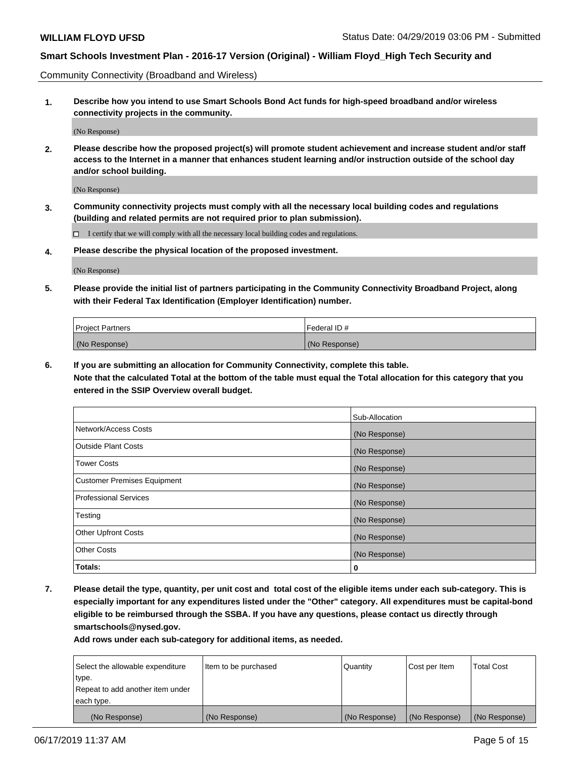Community Connectivity (Broadband and Wireless)

**1. Describe how you intend to use Smart Schools Bond Act funds for high-speed broadband and/or wireless connectivity projects in the community.**

(No Response)

**2. Please describe how the proposed project(s) will promote student achievement and increase student and/or staff access to the Internet in a manner that enhances student learning and/or instruction outside of the school day and/or school building.**

(No Response)

**3. Community connectivity projects must comply with all the necessary local building codes and regulations (building and related permits are not required prior to plan submission).**

☐ I certify that we will comply with all the necessary local building codes and regulations.

**4. Please describe the physical location of the proposed investment.**

(No Response)

**5. Please provide the initial list of partners participating in the Community Connectivity Broadband Project, along with their Federal Tax Identification (Employer Identification) number.**

| Project Partners | Federal ID # |
|---|---|
| (No Response) | (No Response) |

**6. If you are submitting an allocation for Community Connectivity, complete this table.**
**Note that the calculated Total at the bottom of the table must equal the Total allocation for this category that you entered in the SSIP Overview overall budget.**

| | Sub-Allocation |
|---|---|
| Network/Access Costs | (No Response) |
| Outside Plant Costs | (No Response) |
| Tower Costs | (No Response) |
| Customer Premises Equipment | (No Response) |
| Professional Services | (No Response) |
| Testing | (No Response) |
| Other Upfront Costs | (No Response) |
| Other Costs | (No Response) |
| **Totals:** | **0** |

**7. Please detail the type, quantity, per unit cost and total cost of the eligible items under each sub-category. This is especially important for any expenditures listed under the "Other" category. All expenditures must be capital-bond eligible to be reimbursed through the SSBA. If you have any questions, please contact us directly through smartschools@nysed.gov.**

**Add rows under each sub-category for additional items, as needed.**

| Select the allowable expenditure type. Repeat to add another item under each type. | Item to be purchased | Quantity | Cost per Item | Total Cost |
|---|---|---|---|---|
| (No Response) | (No Response) | (No Response) | (No Response) | (No Response) |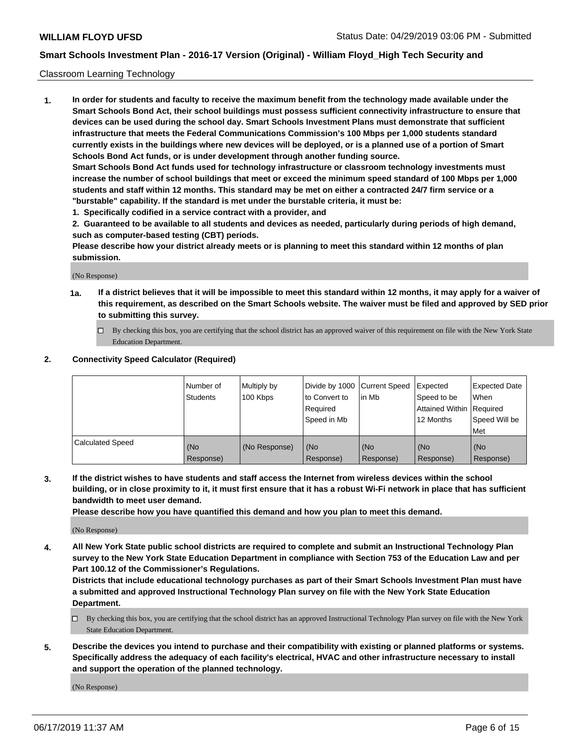Classroom Learning Technology

1. **In order for students and faculty to receive the maximum benefit from the technology made available under the Smart Schools Bond Act, their school buildings must possess sufficient connectivity infrastructure to ensure that devices can be used during the school day. Smart Schools Investment Plans must demonstrate that sufficient infrastructure that meets the Federal Communications Commission's 100 Mbps per 1,000 students standard currently exists in the buildings where new devices will be deployed, or is a planned use of a portion of Smart Schools Bond Act funds, or is under development through another funding source.**
   **Smart Schools Bond Act funds used for technology infrastructure or classroom technology investments must increase the number of school buildings that meet or exceed the minimum speed standard of 100 Mbps per 1,000 students and staff within 12 months. This standard may be met on either a contracted 24/7 firm service or a "burstable" capability. If the standard is met under the burstable criteria, it must be:**
   **1. Specifically codified in a service contract with a provider, and**
   **2. Guaranteed to be available to all students and devices as needed, particularly during periods of high demand, such as computer-based testing (CBT) periods.**
   **Please describe how your district already meets or is planning to meet this standard within 12 months of plan submission.**

   (No Response)

   **1a. If a district believes that it will be impossible to meet this standard within 12 months, it may apply for a waiver of this requirement, as described on the Smart Schools website. The waiver must be filed and approved by SED prior to submitting this survey.**

   ☐ By checking this box, you are certifying that the school district has an approved waiver of this requirement on file with the New York State Education Department.

2. **Connectivity Speed Calculator (Required)**

| | Number of Students | Multiply by 100 Kbps | Divide by 1000 to Convert to Required Speed in Mb | Current Speed in Mb | Expected Speed to be Attained Within 12 Months | Expected Date When Required Speed Will be Met |
|---|---|---|---|---|---|---|
| Calculated Speed | (No Response) | (No Response) | (No Response) | (No Response) | (No Response) | (No Response) |

3. **If the district wishes to have students and staff access the Internet from wireless devices within the school building, or in close proximity to it, it must first ensure that it has a robust Wi-Fi network in place that has sufficient bandwidth to meet user demand.**
   **Please describe how you have quantified this demand and how you plan to meet this demand.**

   (No Response)

4. **All New York State public school districts are required to complete and submit an Instructional Technology Plan survey to the New York State Education Department in compliance with Section 753 of the Education Law and per Part 100.12 of the Commissioner's Regulations.**
   **Districts that include educational technology purchases as part of their Smart Schools Investment Plan must have a submitted and approved Instructional Technology Plan survey on file with the New York State Education Department.**

   ☐ By checking this box, you are certifying that the school district has an approved Instructional Technology Plan survey on file with the New York State Education Department.

5. **Describe the devices you intend to purchase and their compatibility with existing or planned platforms or systems. Specifically address the adequacy of each facility's electrical, HVAC and other infrastructure necessary to install and support the operation of the planned technology.**

   (No Response)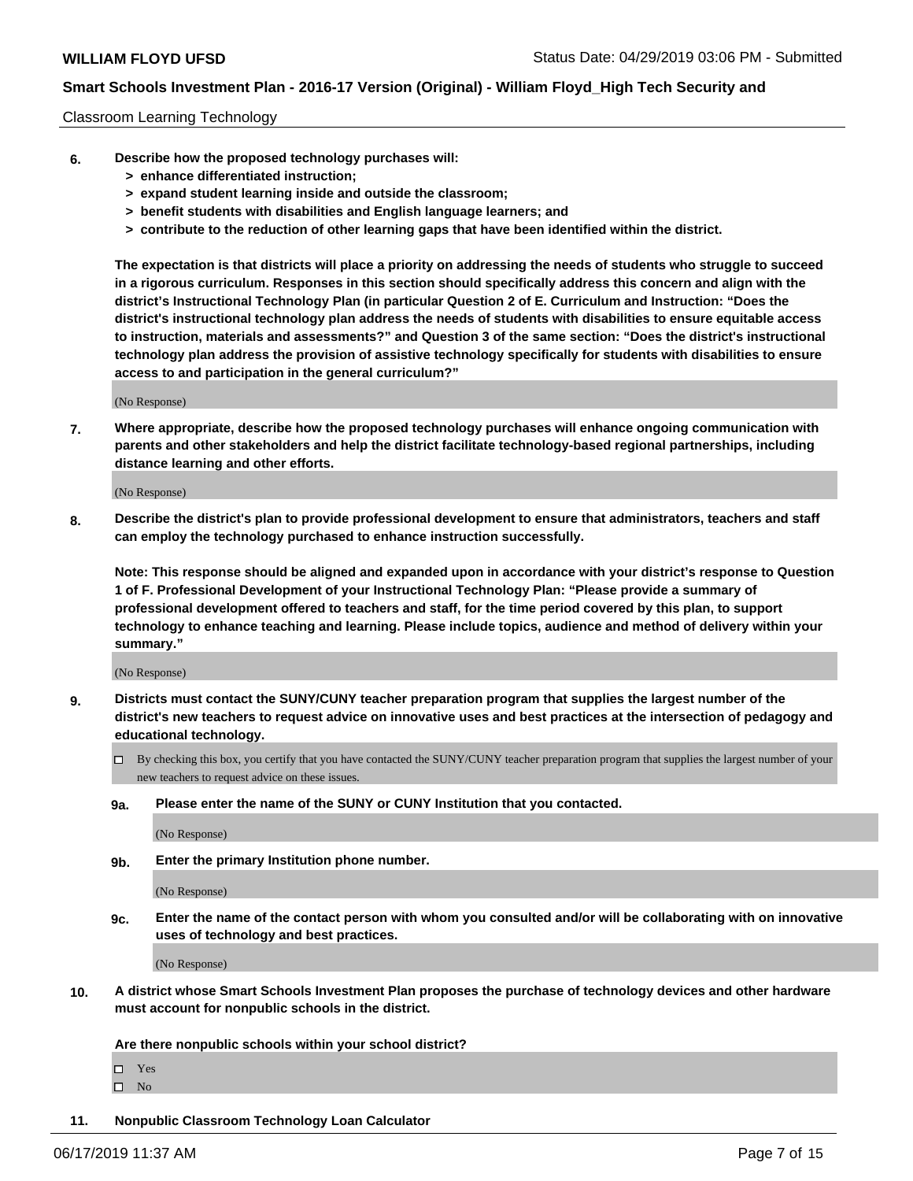Classroom Learning Technology

6. **Describe how the proposed technology purchases will:**
   - **> enhance differentiated instruction;**
   - **> expand student learning inside and outside the classroom;**
   - **> benefit students with disabilities and English language learners; and**
   - **> contribute to the reduction of other learning gaps that have been identified within the district.**

   **The expectation is that districts will place a priority on addressing the needs of students who struggle to succeed in a rigorous curriculum. Responses in this section should specifically address this concern and align with the district's Instructional Technology Plan (in particular Question 2 of E. Curriculum and Instruction: "Does the district's instructional technology plan address the needs of students with disabilities to ensure equitable access to instruction, materials and assessments?" and Question 3 of the same section: "Does the district's instructional technology plan address the provision of assistive technology specifically for students with disabilities to ensure access to and participation in the general curriculum?"**

   (No Response)

7. **Where appropriate, describe how the proposed technology purchases will enhance ongoing communication with parents and other stakeholders and help the district facilitate technology-based regional partnerships, including distance learning and other efforts.**

   (No Response)

8. **Describe the district's plan to provide professional development to ensure that administrators, teachers and staff can employ the technology purchased to enhance instruction successfully.**

   **Note: This response should be aligned and expanded upon in accordance with your district's response to Question 1 of F. Professional Development of your Instructional Technology Plan: "Please provide a summary of professional development offered to teachers and staff, for the time period covered by this plan, to support technology to enhance teaching and learning. Please include topics, audience and method of delivery within your summary."**

   (No Response)

9. **Districts must contact the SUNY/CUNY teacher preparation program that supplies the largest number of the district's new teachers to request advice on innovative uses and best practices at the intersection of pedagogy and educational technology.**

   ☐ By checking this box, you certify that you have contacted the SUNY/CUNY teacher preparation program that supplies the largest number of your new teachers to request advice on these issues.

   **9a. Please enter the name of the SUNY or CUNY Institution that you contacted.**

   (No Response)

   **9b. Enter the primary Institution phone number.**

   (No Response)

   **9c. Enter the name of the contact person with whom you consulted and/or will be collaborating with on innovative uses of technology and best practices.**

   (No Response)

10. **A district whose Smart Schools Investment Plan proposes the purchase of technology devices and other hardware must account for nonpublic schools in the district.**

    **Are there nonpublic schools within your school district?**

    ☐ Yes
    ☐ No

11. **Nonpublic Classroom Technology Loan Calculator**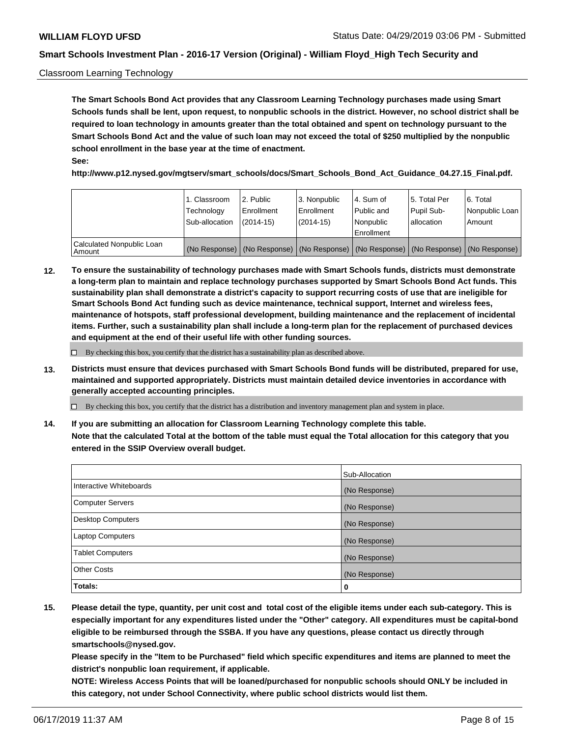Classroom Learning Technology

**The Smart Schools Bond Act provides that any Classroom Learning Technology purchases made using Smart Schools funds shall be lent, upon request, to nonpublic schools in the district. However, no school district shall be required to loan technology in amounts greater than the total obtained and spent on technology pursuant to the Smart Schools Bond Act and the value of such loan may not exceed the total of $250 multiplied by the nonpublic school enrollment in the base year at the time of enactment.**

**See:**

**http://www.p12.nysed.gov/mgtserv/smart_schools/docs/Smart_Schools_Bond_Act_Guidance_04.27.15_Final.pdf.**

| | 1. Classroom Technology Sub-allocation | 2. Public Enrollment (2014-15) | 3. Nonpublic Enrollment (2014-15) | 4. Sum of Public and Nonpublic Enrollment | 5. Total Per Pupil Sub-allocation | 6. Total Nonpublic Loan Amount |
|---|---|---|---|---|---|---|
| Calculated Nonpublic Loan Amount | (No Response) | (No Response) | (No Response) | (No Response) | (No Response) | (No Response) |

**12. To ensure the sustainability of technology purchases made with Smart Schools funds, districts must demonstrate a long-term plan to maintain and replace technology purchases supported by Smart Schools Bond Act funds. This sustainability plan shall demonstrate a district's capacity to support recurring costs of use that are ineligible for Smart Schools Bond Act funding such as device maintenance, technical support, Internet and wireless fees, maintenance of hotspots, staff professional development, building maintenance and the replacement of incidental items. Further, such a sustainability plan shall include a long-term plan for the replacement of purchased devices and equipment at the end of their useful life with other funding sources.**

☐ By checking this box, you certify that the district has a sustainability plan as described above.

**13. Districts must ensure that devices purchased with Smart Schools Bond funds will be distributed, prepared for use, maintained and supported appropriately. Districts must maintain detailed device inventories in accordance with generally accepted accounting principles.**

☐ By checking this box, you certify that the district has a distribution and inventory management plan and system in place.

**14. If you are submitting an allocation for Classroom Learning Technology complete this table. Note that the calculated Total at the bottom of the table must equal the Total allocation for this category that you entered in the SSIP Overview overall budget.**

| | Sub-Allocation |
|---|---|
| Interactive Whiteboards | (No Response) |
| Computer Servers | (No Response) |
| Desktop Computers | (No Response) |
| Laptop Computers | (No Response) |
| Tablet Computers | (No Response) |
| Other Costs | (No Response) |
| **Totals:** | **0** |

**15. Please detail the type, quantity, per unit cost and total cost of the eligible items under each sub-category. This is especially important for any expenditures listed under the "Other" category. All expenditures must be capital-bond eligible to be reimbursed through the SSBA. If you have any questions, please contact us directly through smartschools@nysed.gov.**

**Please specify in the "Item to be Purchased" field which specific expenditures and items are planned to meet the district's nonpublic loan requirement, if applicable.**

**NOTE: Wireless Access Points that will be loaned/purchased for nonpublic schools should ONLY be included in this category, not under School Connectivity, where public school districts would list them.**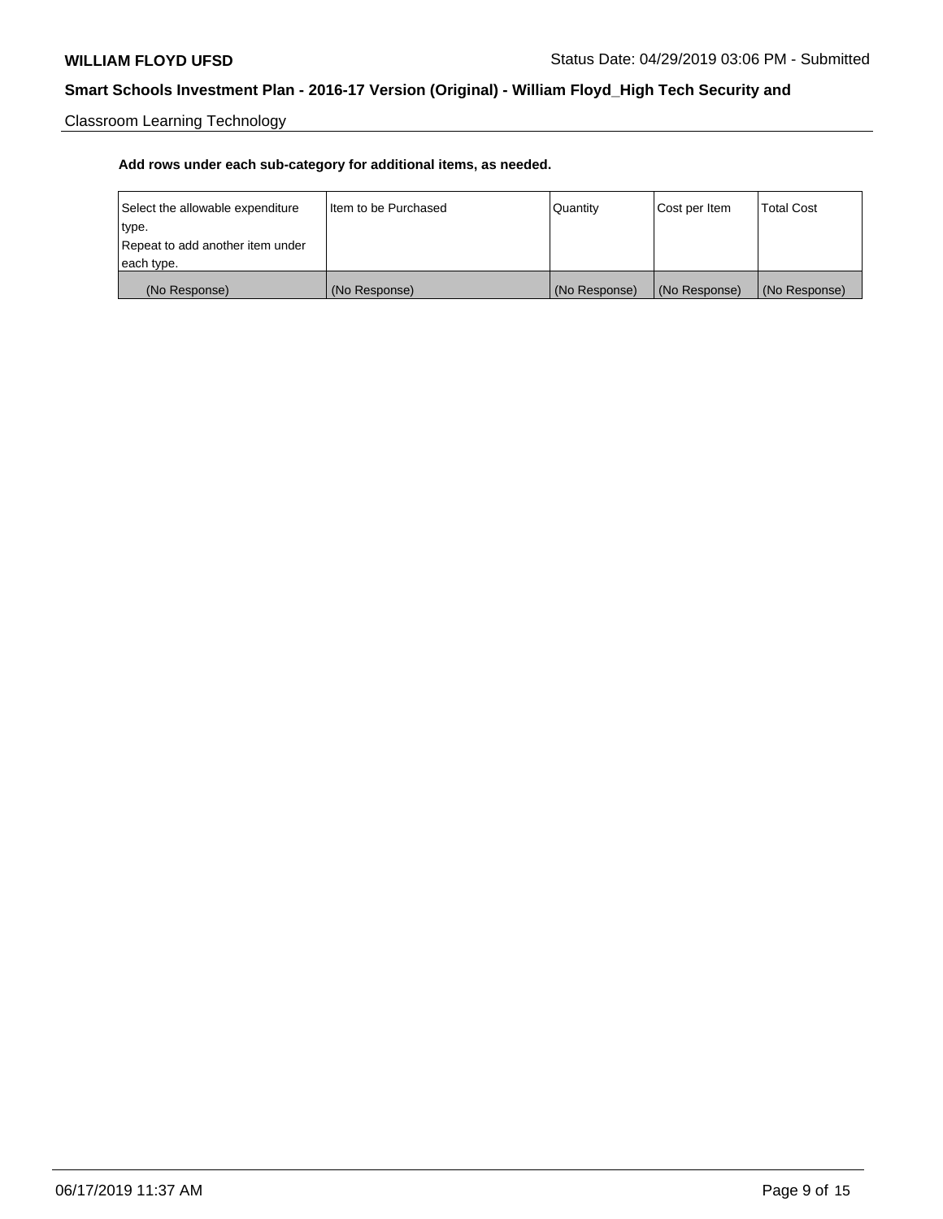**Add rows under each sub-category for additional items, as needed.**

| Select the allowable expenditure type. Repeat to add another item under each type. | Item to be Purchased | Quantity | Cost per Item | Total Cost |
|---|---|---|---|---|
| (No Response) | (No Response) | (No Response) | (No Response) | (No Response) |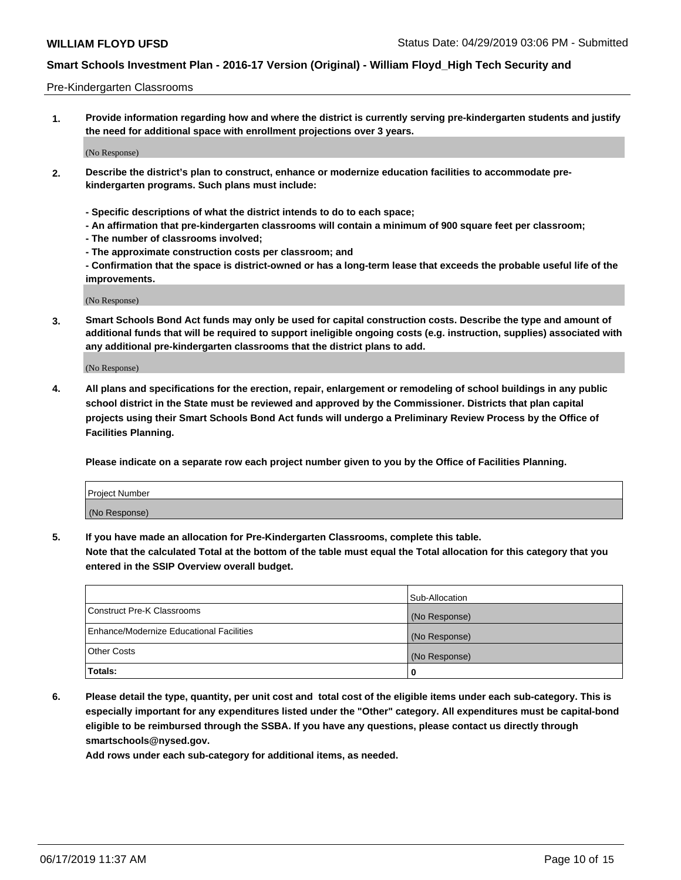Pre-Kindergarten Classrooms

**1. Provide information regarding how and where the district is currently serving pre-kindergarten students and justify the need for additional space with enrollment projections over 3 years.**

(No Response)

**2. Describe the district's plan to construct, enhance or modernize education facilities to accommodate pre-kindergarten programs. Such plans must include:**

**- Specific descriptions of what the district intends to do to each space;**
**- An affirmation that pre-kindergarten classrooms will contain a minimum of 900 square feet per classroom;**
**- The number of classrooms involved;**
**- The approximate construction costs per classroom; and**
**- Confirmation that the space is district-owned or has a long-term lease that exceeds the probable useful life of the improvements.**

(No Response)

**3. Smart Schools Bond Act funds may only be used for capital construction costs. Describe the type and amount of additional funds that will be required to support ineligible ongoing costs (e.g. instruction, supplies) associated with any additional pre-kindergarten classrooms that the district plans to add.**

(No Response)

**4. All plans and specifications for the erection, repair, enlargement or remodeling of school buildings in any public school district in the State must be reviewed and approved by the Commissioner. Districts that plan capital projects using their Smart Schools Bond Act funds will undergo a Preliminary Review Process by the Office of Facilities Planning.**

**Please indicate on a separate row each project number given to you by the Office of Facilities Planning.**

| Project Number |
| --- |
| (No Response) |

**5. If you have made an allocation for Pre-Kindergarten Classrooms, complete this table.**
**Note that the calculated Total at the bottom of the table must equal the Total allocation for this category that you entered in the SSIP Overview overall budget.**

| | Sub-Allocation |
| --- | --- |
| Construct Pre-K Classrooms | (No Response) |
| Enhance/Modernize Educational Facilities | (No Response) |
| Other Costs | (No Response) |
| **Totals:** | **0** |

**6. Please detail the type, quantity, per unit cost and total cost of the eligible items under each sub-category. This is especially important for any expenditures listed under the "Other" category. All expenditures must be capital-bond eligible to be reimbursed through the SSBA. If you have any questions, please contact us directly through smartschools@nysed.gov.**
**Add rows under each sub-category for additional items, as needed.**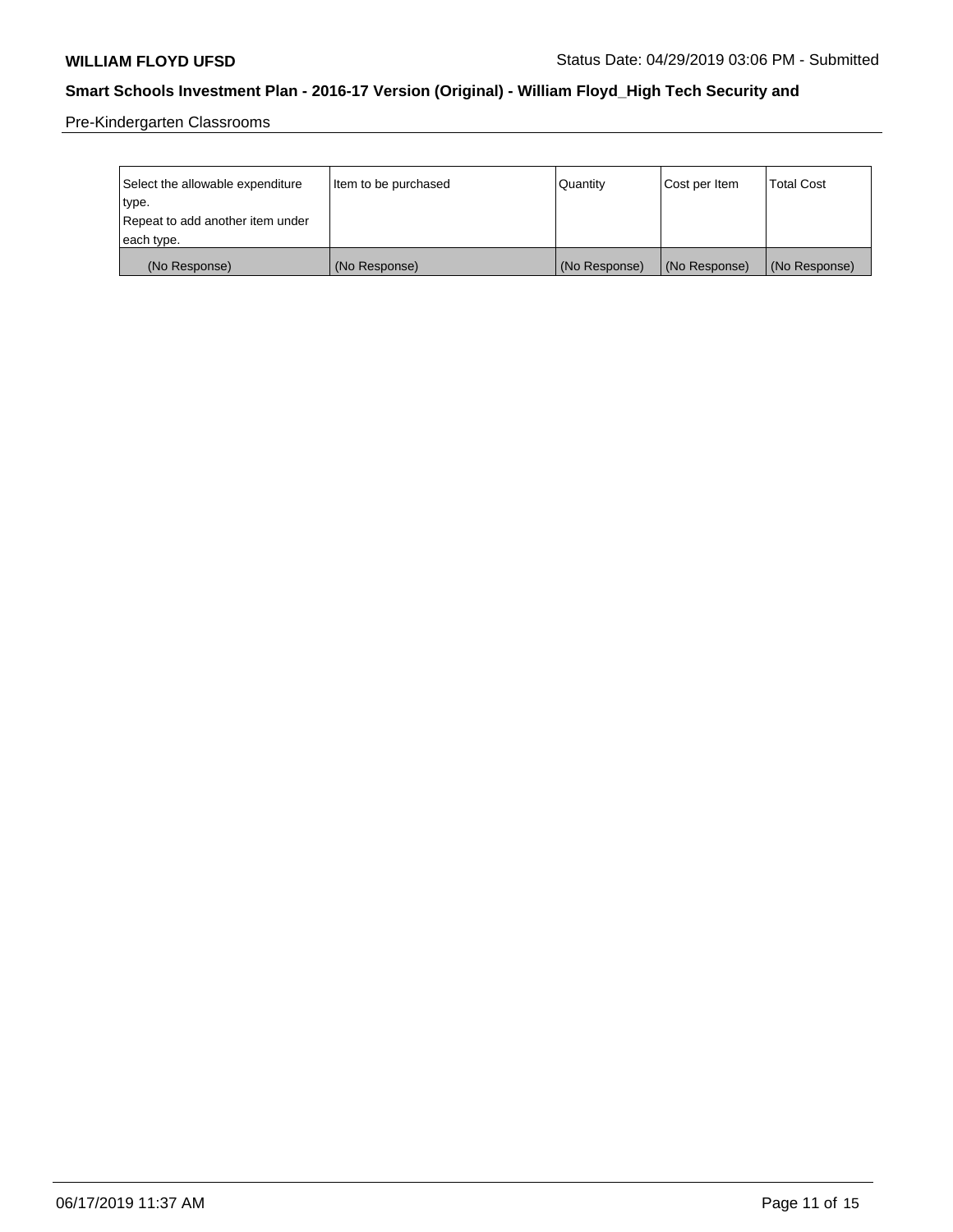| Select the allowable expenditure type. Repeat to add another item under each type. | Item to be purchased | Quantity | Cost per Item | Total Cost |
| --- | --- | --- | --- | --- |
| (No Response) | (No Response) | (No Response) | (No Response) | (No Response) |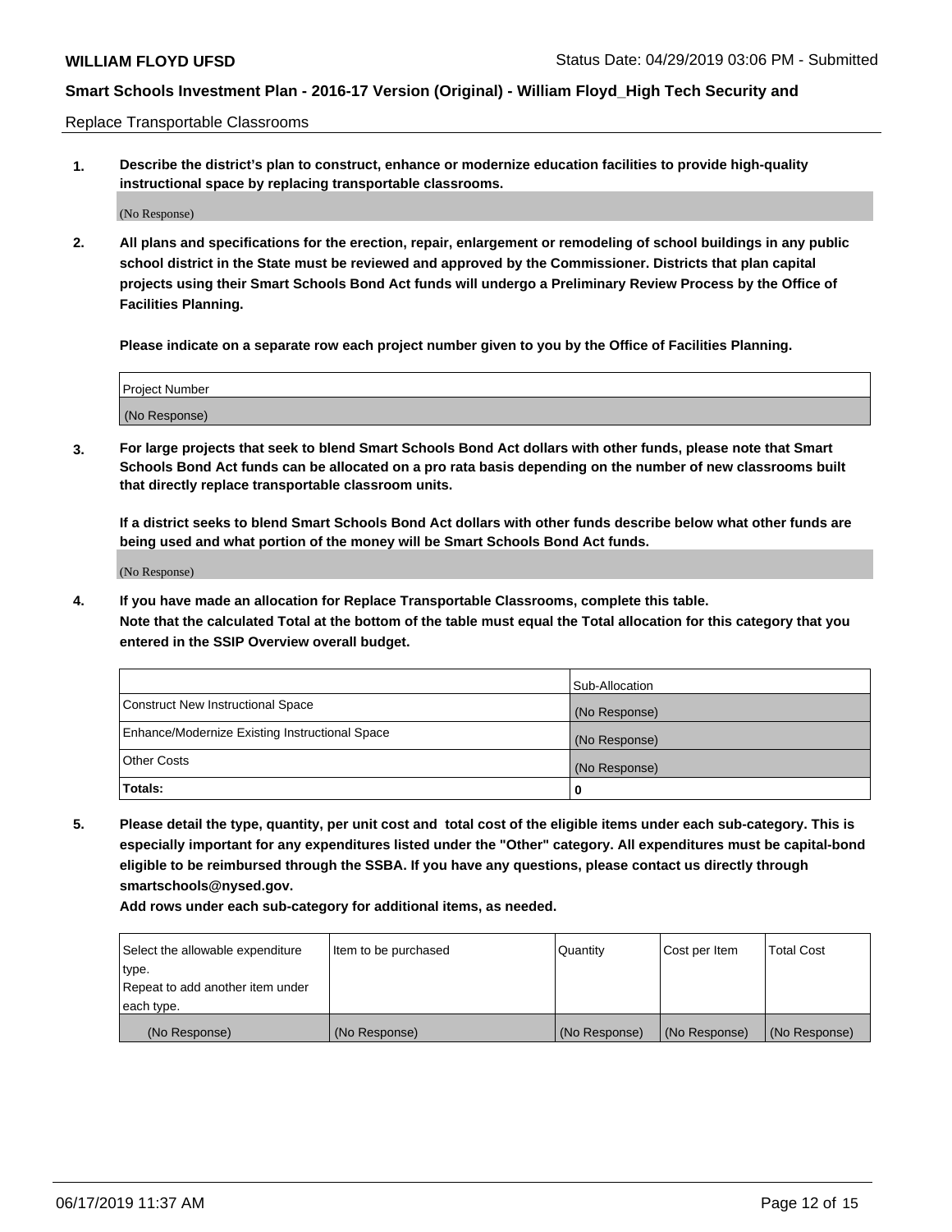Replace Transportable Classrooms

1. **Describe the district's plan to construct, enhance or modernize education facilities to provide high-quality instructional space by replacing transportable classrooms.**

(No Response)

2. **All plans and specifications for the erection, repair, enlargement or remodeling of school buildings in any public school district in the State must be reviewed and approved by the Commissioner. Districts that plan capital projects using their Smart Schools Bond Act funds will undergo a Preliminary Review Process by the Office of Facilities Planning.**

**Please indicate on a separate row each project number given to you by the Office of Facilities Planning.**

| Project Number |
|---|
| (No Response) |

3. **For large projects that seek to blend Smart Schools Bond Act dollars with other funds, please note that Smart Schools Bond Act funds can be allocated on a pro rata basis depending on the number of new classrooms built that directly replace transportable classroom units.**

**If a district seeks to blend Smart Schools Bond Act dollars with other funds describe below what other funds are being used and what portion of the money will be Smart Schools Bond Act funds.**

(No Response)

4. **If you have made an allocation for Replace Transportable Classrooms, complete this table.**
**Note that the calculated Total at the bottom of the table must equal the Total allocation for this category that you entered in the SSIP Overview overall budget.**

| | Sub-Allocation |
|---|---|
| Construct New Instructional Space | (No Response) |
| Enhance/Modernize Existing Instructional Space | (No Response) |
| Other Costs | (No Response) |
| **Totals:** | **0** |

5. **Please detail the type, quantity, per unit cost and total cost of the eligible items under each sub-category. This is especially important for any expenditures listed under the "Other" category. All expenditures must be capital-bond eligible to be reimbursed through the SSBA. If you have any questions, please contact us directly through smartschools@nysed.gov.**

**Add rows under each sub-category for additional items, as needed.**

| Select the allowable expenditure type. Repeat to add another item under each type. | Item to be purchased | Quantity | Cost per Item | Total Cost |
|---|---|---|---|---|
| (No Response) | (No Response) | (No Response) | (No Response) | (No Response) |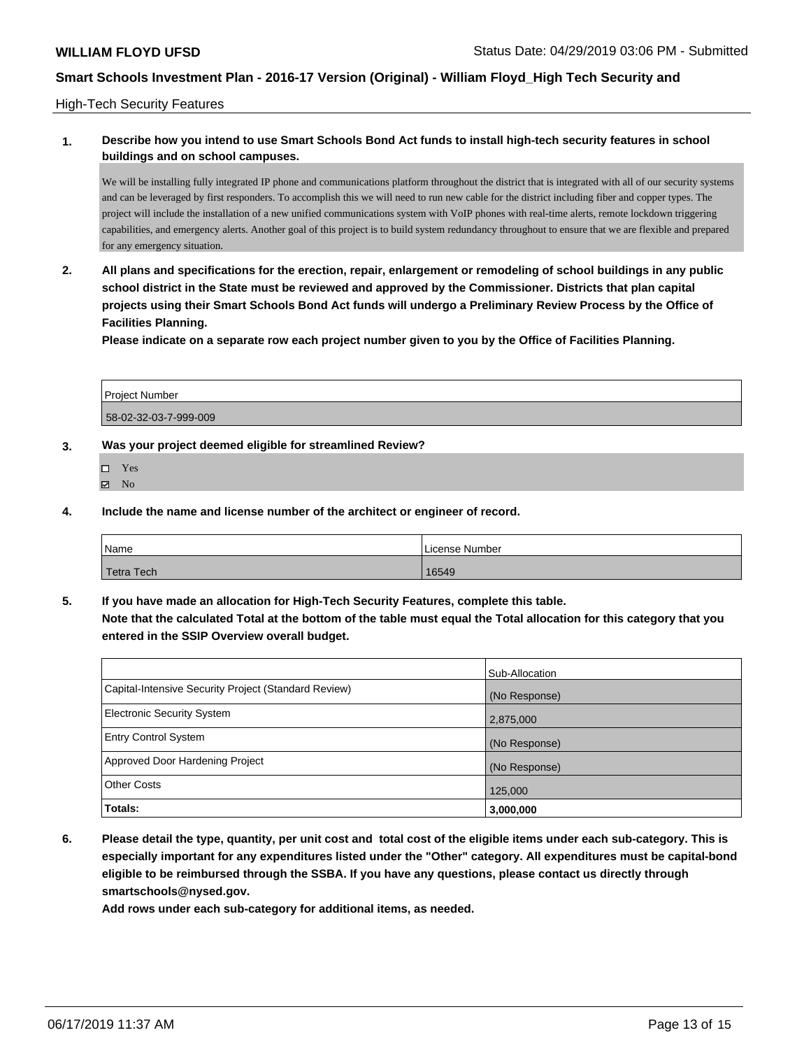High-Tech Security Features

**1. Describe how you intend to use Smart Schools Bond Act funds to install high-tech security features in school buildings and on school campuses.**

We will be installing fully integrated IP phone and communications platform throughout the district that is integrated with all of our security systems and can be leveraged by first responders. To accomplish this we will need to run new cable for the district including fiber and copper types. The project will include the installation of a new unified communications system with VoIP phones with real-time alerts, remote lockdown triggering capabilities, and emergency alerts. Another goal of this project is to build system redundancy throughout to ensure that we are flexible and prepared for any emergency situation.

**2. All plans and specifications for the erection, repair, enlargement or remodeling of school buildings in any public school district in the State must be reviewed and approved by the Commissioner. Districts that plan capital projects using their Smart Schools Bond Act funds will undergo a Preliminary Review Process by the Office of Facilities Planning.**

**Please indicate on a separate row each project number given to you by the Office of Facilities Planning.**

| Project Number |
| --- |
| 58-02-32-03-7-999-009 |

**3. Was your project deemed eligible for streamlined Review?**

- ☐ Yes
- ☑ No

**4. Include the name and license number of the architect or engineer of record.**

| Name | License Number |
| --- | --- |
| Tetra Tech | 16549 |

**5. If you have made an allocation for High-Tech Security Features, complete this table.**
**Note that the calculated Total at the bottom of the table must equal the Total allocation for this category that you entered in the SSIP Overview overall budget.**

| | Sub-Allocation |
| --- | --- |
| Capital-Intensive Security Project (Standard Review) | (No Response) |
| Electronic Security System | 2,875,000 |
| Entry Control System | (No Response) |
| Approved Door Hardening Project | (No Response) |
| Other Costs | 125,000 |
| **Totals:** | **3,000,000** |

**6. Please detail the type, quantity, per unit cost and total cost of the eligible items under each sub-category. This is especially important for any expenditures listed under the "Other" category. All expenditures must be capital-bond eligible to be reimbursed through the SSBA. If you have any questions, please contact us directly through smartschools@nysed.gov.**

**Add rows under each sub-category for additional items, as needed.**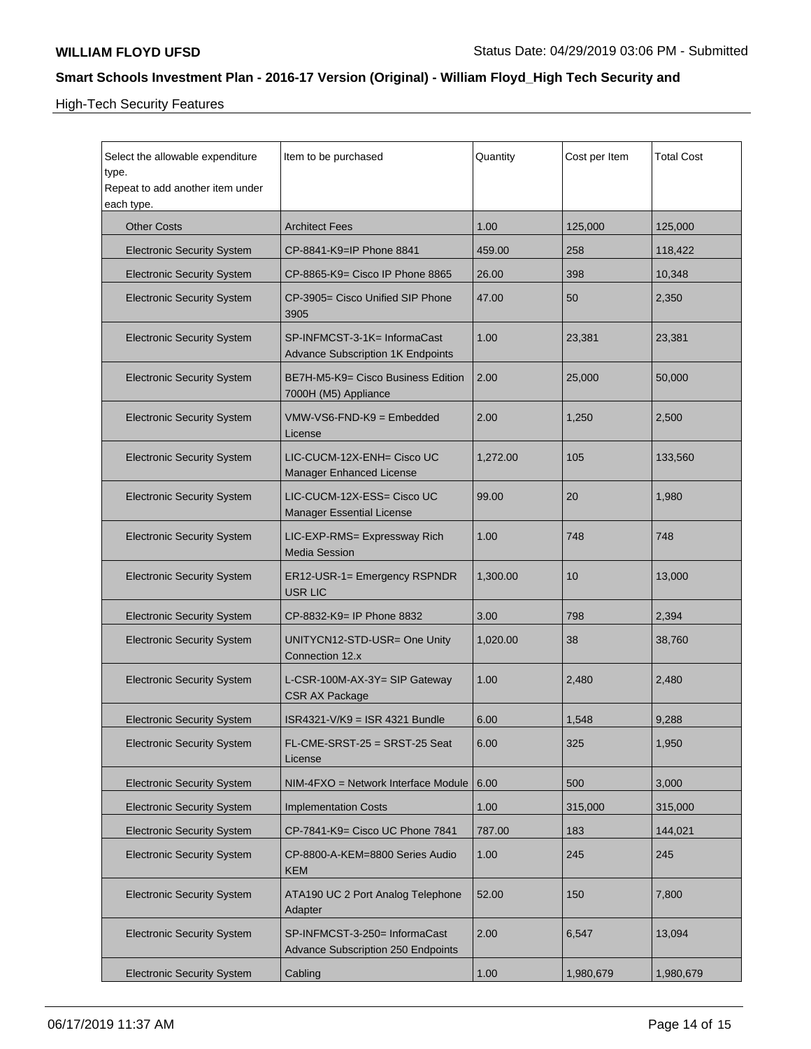High-Tech Security Features

| Select the allowable expenditure type.<br>Repeat to add another item under each type. | Item to be purchased | Quantity | Cost per Item | Total Cost |
|---|---|---|---|---|
| Other Costs | Architect Fees | 1.00 | 125,000 | 125,000 |
| Electronic Security System | CP-8841-K9=IP Phone 8841 | 459.00 | 258 | 118,422 |
| Electronic Security System | CP-8865-K9= Cisco IP Phone 8865 | 26.00 | 398 | 10,348 |
| Electronic Security System | CP-3905= Cisco Unified SIP Phone 3905 | 47.00 | 50 | 2,350 |
| Electronic Security System | SP-INFMCST-3-1K= InformaCast Advance Subscription 1K Endpoints | 1.00 | 23,381 | 23,381 |
| Electronic Security System | BE7H-M5-K9= Cisco Business Edition 7000H (M5) Appliance | 2.00 | 25,000 | 50,000 |
| Electronic Security System | VMW-VS6-FND-K9 = Embedded License | 2.00 | 1,250 | 2,500 |
| Electronic Security System | LIC-CUCM-12X-ENH= Cisco UC Manager Enhanced License | 1,272.00 | 105 | 133,560 |
| Electronic Security System | LIC-CUCM-12X-ESS= Cisco UC Manager Essential License | 99.00 | 20 | 1,980 |
| Electronic Security System | LIC-EXP-RMS= Expressway Rich Media Session | 1.00 | 748 | 748 |
| Electronic Security System | ER12-USR-1= Emergency RSPNDR USR LIC | 1,300.00 | 10 | 13,000 |
| Electronic Security System | CP-8832-K9= IP Phone 8832 | 3.00 | 798 | 2,394 |
| Electronic Security System | UNITYCN12-STD-USR= One Unity Connection 12.x | 1,020.00 | 38 | 38,760 |
| Electronic Security System | L-CSR-100M-AX-3Y= SIP Gateway CSR AX Package | 1.00 | 2,480 | 2,480 |
| Electronic Security System | ISR4321-V/K9 = ISR 4321 Bundle | 6.00 | 1,548 | 9,288 |
| Electronic Security System | FL-CME-SRST-25 = SRST-25 Seat License | 6.00 | 325 | 1,950 |
| Electronic Security System | NIM-4FXO = Network Interface Module | 6.00 | 500 | 3,000 |
| Electronic Security System | Implementation Costs | 1.00 | 315,000 | 315,000 |
| Electronic Security System | CP-7841-K9= Cisco UC Phone 7841 | 787.00 | 183 | 144,021 |
| Electronic Security System | CP-8800-A-KEM=8800 Series Audio KEM | 1.00 | 245 | 245 |
| Electronic Security System | ATA190 UC 2 Port Analog Telephone Adapter | 52.00 | 150 | 7,800 |
| Electronic Security System | SP-INFMCST-3-250= InformaCast Advance Subscription 250 Endpoints | 2.00 | 6,547 | 13,094 |
| Electronic Security System | Cabling | 1.00 | 1,980,679 | 1,980,679 |